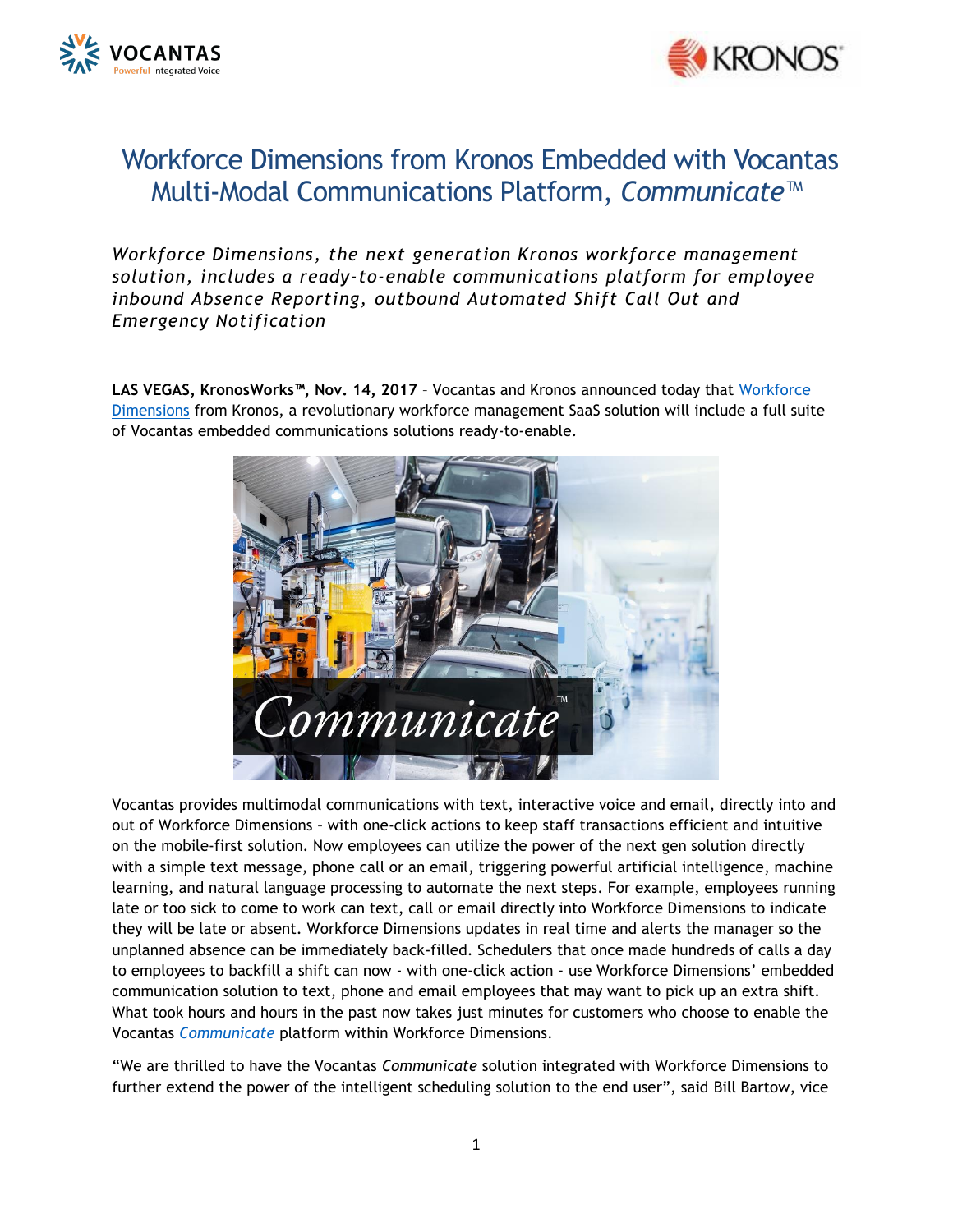# Workforce Dimensions from Kronos Embedded with Vocantas Multi-Modal Communications Platform, *Communicate*™

*Workforce Dimensions, the next generation Kronos workforce management solution, includes a ready-to-enable communications platform for employee inbound Absence Reporting, outbound Automated Shift Call Out and Emergency Notification*

**LAS VEGAS, KronosWorks™, Nov. 14, 2017** – Vocantas and Kronos announced today that Workforce Dimensions from Kronos, a revolutionary workforce management SaaS solution will include a full suite of Vocantas embedded communications solutions ready-to-enable.

Vocantas provides multimodal communications with text, interactive voice and email, directly into and out of Workforce Dimensions – with one-click actions to keep staff transactions efficient and intuitive on the mobile-first solution. Now employees can utilize the power of the next gen solution directly with a simple text message, phone call or an email, triggering powerful artificial intelligence, machine learning, and natural language processing to automate the next steps. For example, employees running late or too sick to come to work can text, call or email directly into Workforce Dimensions to indicate they will be late or absent. Workforce Dimensions updates in real time and alerts the manager so the unplanned absence can be immediately back-filled. Schedulers that once made hundreds of calls a day to employees to backfill a shift can now - with one-click action - use Workforce Dimensions' embedded communication solution to text, phone and email employees that may want to pick up an extra shift. What took hours and hours in the past now takes just minutes for customers who choose to enable the Vocantas *Communicate* platform within Workforce Dimensions.

"We are thrilled to have the Vocantas *Communicate* solution integrated with Workforce Dimensions to further extend the power of the intelligent scheduling solution to the end user", said Bill Bartow, vice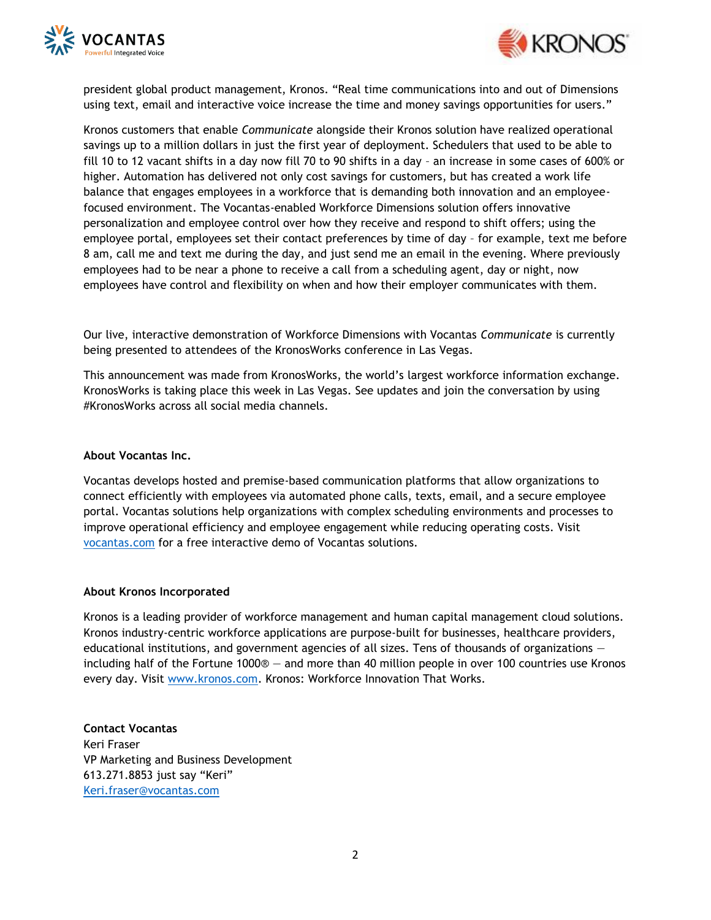president global product management, Kronos. “Real time communications into and out of Dimensions using text, email and interactive voice increase the time and money savings opportunities for users.”

Kronos customers that enable *Communicate* alongside their Kronos solution have realized operational savings up to a million dollars in just the first year of deployment. Schedulers that used to be able to fill 10 to 12 vacant shifts in a day now fill 70 to 90 shifts in a day – an increase in some cases of 600% or higher. Automation has delivered not only cost savings for customers, but has created a work life balance that engages employees in a workforce that is demanding both innovation and an employee-focused environment. The Vocantas-enabled Workforce Dimensions solution offers innovative personalization and employee control over how they receive and respond to shift offers; using the employee portal, employees set their contact preferences by time of day – for example, text me before 8 am, call me and text me during the day, and just send me an email in the evening. Where previously employees had to be near a phone to receive a call from a scheduling agent, day or night, now employees have control and flexibility on when and how their employer communicates with them.

Our live, interactive demonstration of Workforce Dimensions with Vocantas *Communicate* is currently being presented to attendees of the KronosWorks conference in Las Vegas.

This announcement was made from KronosWorks, the world’s largest workforce information exchange. KronosWorks is taking place this week in Las Vegas. See updates and join the conversation by using #KronosWorks across all social media channels.

**About Vocantas Inc.**

Vocantas develops hosted and premise-based communication platforms that allow organizations to connect efficiently with employees via automated phone calls, texts, email, and a secure employee portal. Vocantas solutions help organizations with complex scheduling environments and processes to improve operational efficiency and employee engagement while reducing operating costs. Visit [vocantas.com](vocantas.com) for a free interactive demo of Vocantas solutions.

**About Kronos Incorporated**

Kronos is a leading provider of workforce management and human capital management cloud solutions. Kronos industry-centric workforce applications are purpose-built for businesses, healthcare providers, educational institutions, and government agencies of all sizes. Tens of thousands of organizations — including half of the Fortune 1000® — and more than 40 million people in over 100 countries use Kronos every day. Visit [www.kronos.com](www.kronos.com). Kronos: Workforce Innovation That Works.

**Contact Vocantas**
Keri Fraser
VP Marketing and Business Development
613.271.8853 just say “Keri”
[Keri.fraser@vocantas.com](mailto:Keri.fraser@vocantas.com)